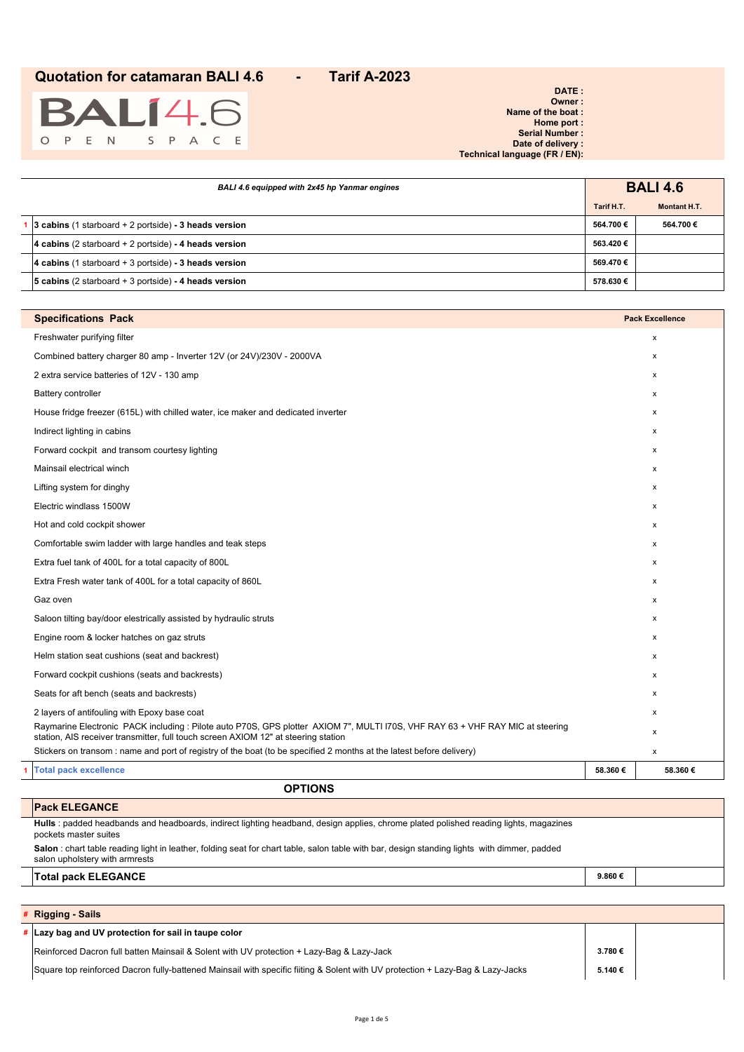# Quotation for catamaran BALI 4.6 - Tarif A-2023

BALI4.6 OPEN SPACE

**DATE :**
**Owner :**
**Name of the boat :**
**Home port :**
**Serial Number :**
**Date of delivery :**
**Technical language (FR / EN):**

| | *BALI 4.6 equipped with 2x45 hp Yanmar engines* | **BALI 4.6** | |
|---|---|---|---|
| | | **Tarif H.T.** | **Montant H.T.** |
| 1 | **3 cabins** (1 starboard + 2 portside) **- 3 heads version** | **564.700 €** | **564.700 €** |
| | **4 cabins** (2 starboard + 2 portside) **- 4 heads version** | **563.420 €** | |
| | **4 cabins** (1 starboard + 3 portside) **- 3 heads version** | **569.470 €** | |
| | **5 cabins** (2 starboard + 3 portside) **- 4 heads version** | **578.630 €** | |

| | **Specifications Pack** | | **Pack Excellence** |
|---|---|---|---|
| | Freshwater purifying filter | | x |
| | Combined battery charger 80 amp - Inverter 12V (or 24V)/230V - 2000VA | | x |
| | 2 extra service batteries of 12V - 130 amp | | x |
| | Battery controller | | x |
| | House fridge freezer (615L) with chilled water, ice maker and dedicated inverter | | x |
| | Indirect lighting in cabins | | x |
| | Forward cockpit and transom courtesy lighting | | x |
| | Mainsail electrical winch | | x |
| | Lifting system for dinghy | | x |
| | Electric windlass 1500W | | x |
| | Hot and cold cockpit shower | | x |
| | Comfortable swim ladder with large handles and teak steps | | x |
| | Extra fuel tank of 400L for a total capacity of 800L | | x |
| | Extra Fresh water tank of 400L for a total capacity of 860L | | x |
| | Gaz oven | | x |
| | Saloon tilting bay/door electrically assisted by hydraulic struts | | x |
| | Engine room & locker hatches on gaz struts | | x |
| | Helm station seat cushions (seat and backrest) | | x |
| | Forward cockpit cushions (seats and backrests) | | x |
| | Seats for aft bench (seats and backrests) | | x |
| | 2 layers of antifouling with Epoxy base coat | | x |
| | Raymarine Electronic PACK including : Pilote auto P70S, GPS plotter AXIOM 7", MULTI I70S, VHF RAY 63 + VHF RAY MIC at steering station, AIS receiver transmitter, full touch screen AXIOM 12" at steering station | | x |
| | Stickers on transom : name and port of registry of the boat (to be specified 2 months at the latest before delivery) | | x |
| 1 | **Total pack excellence** | **58.360 €** | **58.360 €** |

## OPTIONS

| **Pack ELEGANCE** | | |
|---|---|---|
| **Hulls** : padded headbands and headboards, indirect lighting headband, design applies, chrome plated polished reading lights, magazines pockets master suites | | |
| **Salon** : chart table reading light in leather, folding seat for chart table, salon table with bar, design standing lights with dimmer, padded salon upholstery with armrests | | |
| **Total pack ELEGANCE** | **9.860 €** | |

| # | **Rigging - Sails** | | |
|---|---|---|---|
| # | **Lazy bag and UV protection for sail in taupe color** | | |
| | Reinforced Dacron full batten Mainsail & Solent with UV protection + Lazy-Bag & Lazy-Jack | **3.780 €** | |
| | Square top reinforced Dacron fully-battened Mainsail with specific fiiting & Solent with UV protection + Lazy-Bag & Lazy-Jacks | **5.140 €** | |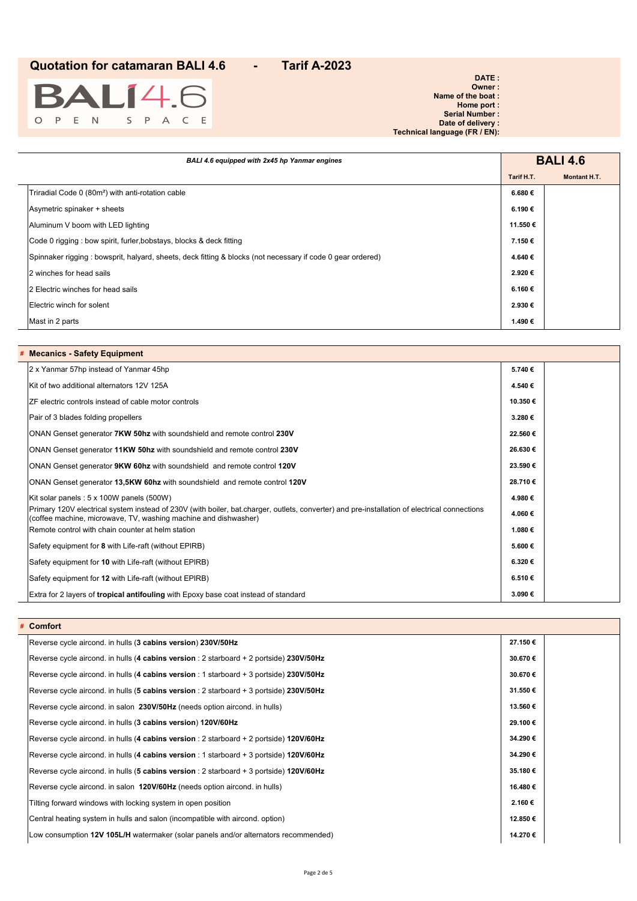# Quotation for catamaran BALI 4.6 - Tarif A-2023

BALI 4.6
OPEN SPACE

**DATE :**
**Owner :**
**Name of the boat :**
**Home port :**
**Serial Number :**
**Date of delivery :**
**Technical language (FR / EN):**

| *BALI 4.6 equipped with 2x45 hp Yanmar engines* | **BALI 4.6** | |
|---|---|---|
| | **Tarif H.T.** | **Montant H.T.** |
| Triradial Code 0 (80m²) with anti-rotation cable | **6.680 €** | |
| Asymetric spinaker + sheets | **6.190 €** | |
| Aluminum V boom with LED lighting | **11.550 €** | |
| Code 0 rigging : bow spirit, furler,bobstays, blocks & deck fitting | **7.150 €** | |
| Spinnaker rigging : bowsprit, halyard, sheets, deck fitting & blocks (not necessary if code 0 gear ordered) | **4.640 €** | |
| 2 winches for head sails | **2.920 €** | |
| 2 Electric winches for head sails | **6.160 €** | |
| Electric winch for solent | **2.930 €** | |
| Mast in 2 parts | **1.490 €** | |

| # **Mecanics - Safety Equipment** | | |
|---|---|---|
| 2 x Yanmar 57hp instead of Yanmar 45hp | **5.740 €** | |
| Kit of two additional alternators 12V 125A | **4.540 €** | |
| ZF electric controls instead of cable motor controls | **10.350 €** | |
| Pair of 3 blades folding propellers | **3.280 €** | |
| ONAN Genset generator **7KW 50hz** with soundshield and remote control **230V** | **22.560 €** | |
| ONAN Genset generator **11KW 50hz** with soundshield and remote control **230V** | **26.630 €** | |
| ONAN Genset generator **9KW 60hz** with soundshield and remote control **120V** | **23.590 €** | |
| ONAN Genset generator **13,5KW 60hz** with soundshield and remote control **120V** | **28.710 €** | |
| Kit solar panels : 5 x 100W panels (500W) | **4.980 €** | |
| Primary 120V electrical system instead of 230V (with boiler, bat.charger, outlets, converter) and pre-installation of electrical connections (coffee machine, microwave, TV, washing machine and dishwasher) | **4.060 €** | |
| Remote control with chain counter at helm station | **1.080 €** | |
| Safety equipment for **8** with Life-raft (without EPIRB) | **5.600 €** | |
| Safety equipment for **10** with Life-raft (without EPIRB) | **6.320 €** | |
| Safety equipment for **12** with Life-raft (without EPIRB) | **6.510 €** | |
| Extra for 2 layers of **tropical antifouling** with Epoxy base coat instead of standard | **3.090 €** | |

| # **Comfort** | | |
|---|---|---|
| Reverse cycle aircond. in hulls (**3 cabins version**) **230V/50Hz** | **27.150 €** | |
| Reverse cycle aircond. in hulls (**4 cabins version** : 2 starboard + 2 portside) **230V/50Hz** | **30.670 €** | |
| Reverse cycle aircond. in hulls (**4 cabins version** : 1 starboard + 3 portside) **230V/50Hz** | **30.670 €** | |
| Reverse cycle aircond. in hulls (**5 cabins version** : 2 starboard + 3 portside) **230V/50Hz** | **31.550 €** | |
| Reverse cycle aircond. in salon **230V/50Hz** (needs option aircond. in hulls) | **13.560 €** | |
| Reverse cycle aircond. in hulls (**3 cabins version**) **120V/60Hz** | **29.100 €** | |
| Reverse cycle aircond. in hulls (**4 cabins version** : 2 starboard + 2 portside) **120V/60Hz** | **34.290 €** | |
| Reverse cycle aircond. in hulls (**4 cabins version** : 1 starboard + 3 portside) **120V/60Hz** | **34.290 €** | |
| Reverse cycle aircond. in hulls (**5 cabins version** : 2 starboard + 3 portside) **120V/60Hz** | **35.180 €** | |
| Reverse cycle aircond. in salon **120V/60Hz** (needs option aircond. in hulls) | **16.480 €** | |
| Tilting forward windows with locking system in open position | **2.160 €** | |
| Central heating system in hulls and salon (incompatible with aircond. option) | **12.850 €** | |
| Low consumption **12V 105L/H** watermaker (solar panels and/or alternators recommended) | **14.270 €** | |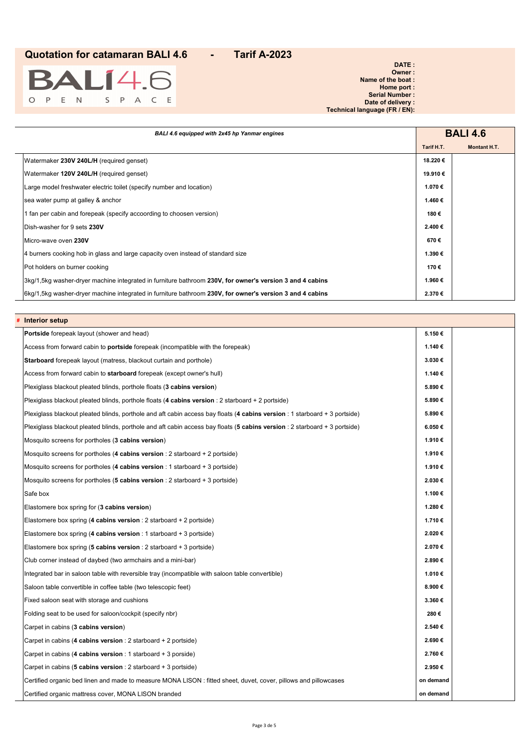# Quotation for catamaran BALI 4.6 - Tarif A-2023

BALI 4.6 OPEN SPACE

**DATE :**
**Owner :**
**Name of the boat :**
**Home port :**
**Serial Number :**
**Date of delivery :**
**Technical language (FR / EN):**

| *BALI 4.6 equipped with 2x45 hp Yanmar engines* | **BALI 4.6** | |
|---|---|---|
| | **Tarif H.T.** | **Montant H.T.** |
| Watermaker **230V 240L/H** (required genset) | 18.220 € | |
| Watermaker **120V 240L/H** (required genset) | 19.910 € | |
| Large model freshwater electric toilet (specify number and location) | 1.070 € | |
| sea water pump at galley & anchor | 1.460 € | |
| 1 fan per cabin and forepeak (specify accoording to choosen version) | 180 € | |
| Dish-washer for 9 sets **230V** | 2.400 € | |
| Micro-wave oven **230V** | 670 € | |
| 4 burners cooking hob in glass and large capacity oven instead of standard size | 1.390 € | |
| Pot holders on burner cooking | 170 € | |
| 3kg/1,5kg washer-dryer machine integrated in furniture bathroom **230V, for owner's version 3 and 4 cabins** | 1.960 € | |
| 6kg/1,5kg washer-dryer machine integrated in furniture bathroom **230V, for owner's version 3 and 4 cabins** | 2.370 € | |

| # **Interior setup** | | |
|---|---|---|
| **Portside** forepeak layout (shower and head) | 5.150 € | |
| Access from forward cabin to **portside** forepeak (incompatible with the forepeak) | 1.140 € | |
| **Starboard** forepeak layout (matress, blackout curtain and porthole) | 3.030 € | |
| Access from forward cabin to **starboard** forepeak (except owner's hull) | 1.140 € | |
| Plexiglass blackout pleated blinds, porthole floats (**3 cabins version**) | 5.890 € | |
| Plexiglass blackout pleated blinds, porthole floats (**4 cabins version** : 2 starboard + 2 portside) | 5.890 € | |
| Plexiglass blackout pleated blinds, porthole and aft cabin access bay floats (**4 cabins version** : 1 starboard + 3 portside) | 5.890 € | |
| Plexiglass blackout pleated blinds, porthole and aft cabin access bay floats (**5 cabins version** : 2 starboard + 3 portside) | 6.050 € | |
| Mosquito screens for portholes (**3 cabins version**) | 1.910 € | |
| Mosquito screens for portholes (**4 cabins version** : 2 starboard + 2 portside) | 1.910 € | |
| Mosquito screens for portholes (**4 cabins version** : 1 starboard + 3 portside) | 1.910 € | |
| Mosquito screens for portholes (**5 cabins version** : 2 starboard + 3 portside) | 2.030 € | |
| Safe box | 1.100 € | |
| Elastomere box spring for (**3 cabins version**) | 1.280 € | |
| Elastomere box spring (**4 cabins version** : 2 starboard + 2 portside) | 1.710 € | |
| Elastomere box spring (**4 cabins version** : 1 starboard + 3 portside) | 2.020 € | |
| Elastomere box spring (**5 cabins version** : 2 starboard + 3 portside) | 2.070 € | |
| Club corner instead of daybed (two armchairs and a mini-bar) | 2.890 € | |
| Integrated bar in saloon table with reversible tray (incompatible with saloon table convertible) | 1.010 € | |
| Saloon table convertible in coffee table (two telescopic feet) | 8.900 € | |
| Fixed saloon seat with storage and cushions | 3.360 € | |
| Folding seat to be used for saloon/cockpit (specify nbr) | 280 € | |
| Carpet in cabins (**3 cabins version**) | 2.540 € | |
| Carpet in cabins (**4 cabins version** : 2 starboard + 2 portside) | 2.690 € | |
| Carpet in cabins (**4 cabins version** : 1 starboard + 3 porside) | 2.760 € | |
| Carpet in cabins (**5 cabins version** : 2 starboard + 3 porside) | 2.950 € | |
| Certified organic bed linen and made to measure MONA LISON : fitted sheet, duvet, cover, pillows and pillowcases | on demand | |
| Certified organic mattress cover, MONA LISON branded | on demand | |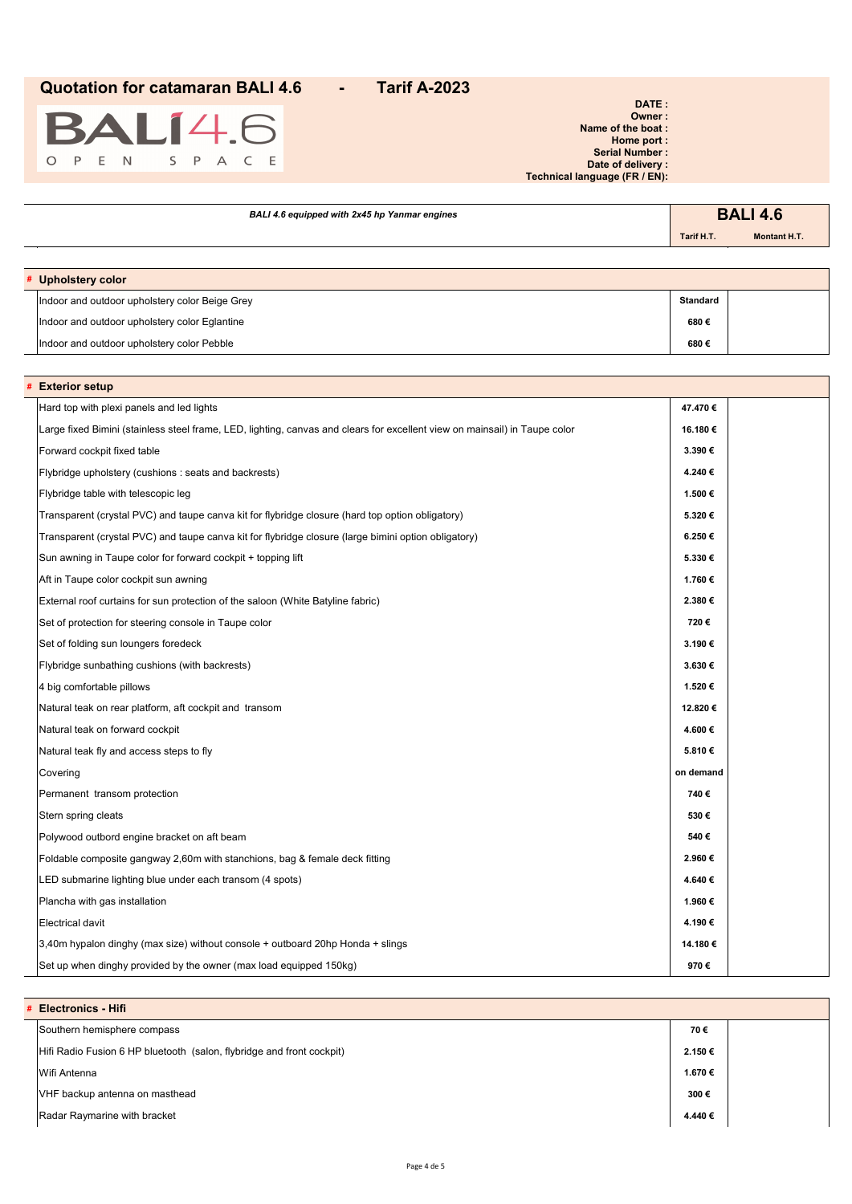# Quotation for catamaran BALI 4.6 - Tarif A-2023

BALI 4.6 OPEN SPACE

**DATE :**
**Owner :**
**Name of the boat :**
**Home port :**
**Serial Number :**
**Date of delivery :**
**Technical language (FR / EN):**

| *BALI 4.6 equipped with 2x45 hp Yanmar engines* | **BALI 4.6** | |
|---|---|---|
| | **Tarif H.T.** | **Montant H.T.** |

| # Upholstery color | | |
|---|---|---|
| Indoor and outdoor upholstery color Beige Grey | **Standard** | |
| Indoor and outdoor upholstery color Eglantine | **680 €** | |
| Indoor and outdoor upholstery color Pebble | **680 €** | |

| # Exterior setup | | |
|---|---|---|
| Hard top with plexi panels and led lights | **47.470 €** | |
| Large fixed Bimini (stainless steel frame, LED, lighting, canvas and clears for excellent view on mainsail) in Taupe color | **16.180 €** | |
| Forward cockpit fixed table | **3.390 €** | |
| Flybridge upholstery (cushions : seats and backrests) | **4.240 €** | |
| Flybridge table with telescopic leg | **1.500 €** | |
| Transparent (crystal PVC) and taupe canva kit for flybridge closure (hard top option obligatory) | **5.320 €** | |
| Transparent (crystal PVC) and taupe canva kit for flybridge closure (large bimini option obligatory) | **6.250 €** | |
| Sun awning in Taupe color for forward cockpit + topping lift | **5.330 €** | |
| Aft in Taupe color cockpit sun awning | **1.760 €** | |
| External roof curtains for sun protection of the saloon (White Batyline fabric) | **2.380 €** | |
| Set of protection for steering console in Taupe color | **720 €** | |
| Set of folding sun loungers foredeck | **3.190 €** | |
| Flybridge sunbathing cushions (with backrests) | **3.630 €** | |
| 4 big comfortable pillows | **1.520 €** | |
| Natural teak on rear platform, aft cockpit and transom | **12.820 €** | |
| Natural teak on forward cockpit | **4.600 €** | |
| Natural teak fly and access steps to fly | **5.810 €** | |
| Covering | **on demand** | |
| Permanent transom protection | **740 €** | |
| Stern spring cleats | **530 €** | |
| Polywood outbord engine bracket on aft beam | **540 €** | |
| Foldable composite gangway 2,60m with stanchions, bag & female deck fitting | **2.960 €** | |
| LED submarine lighting blue under each transom (4 spots) | **4.640 €** | |
| Plancha with gas installation | **1.960 €** | |
| Electrical davit | **4.190 €** | |
| 3,40m hypalon dinghy (max size) without console + outboard 20hp Honda + slings | **14.180 €** | |
| Set up when dinghy provided by the owner (max load equipped 150kg) | **970 €** | |

| # Electronics - Hifi | | |
|---|---|---|
| Southern hemisphere compass | **70 €** | |
| Hifi Radio Fusion 6 HP bluetooth (salon, flybridge and front cockpit) | **2.150 €** | |
| Wifi Antenna | **1.670 €** | |
| VHF backup antenna on masthead | **300 €** | |
| Radar Raymarine with bracket | **4.440 €** | |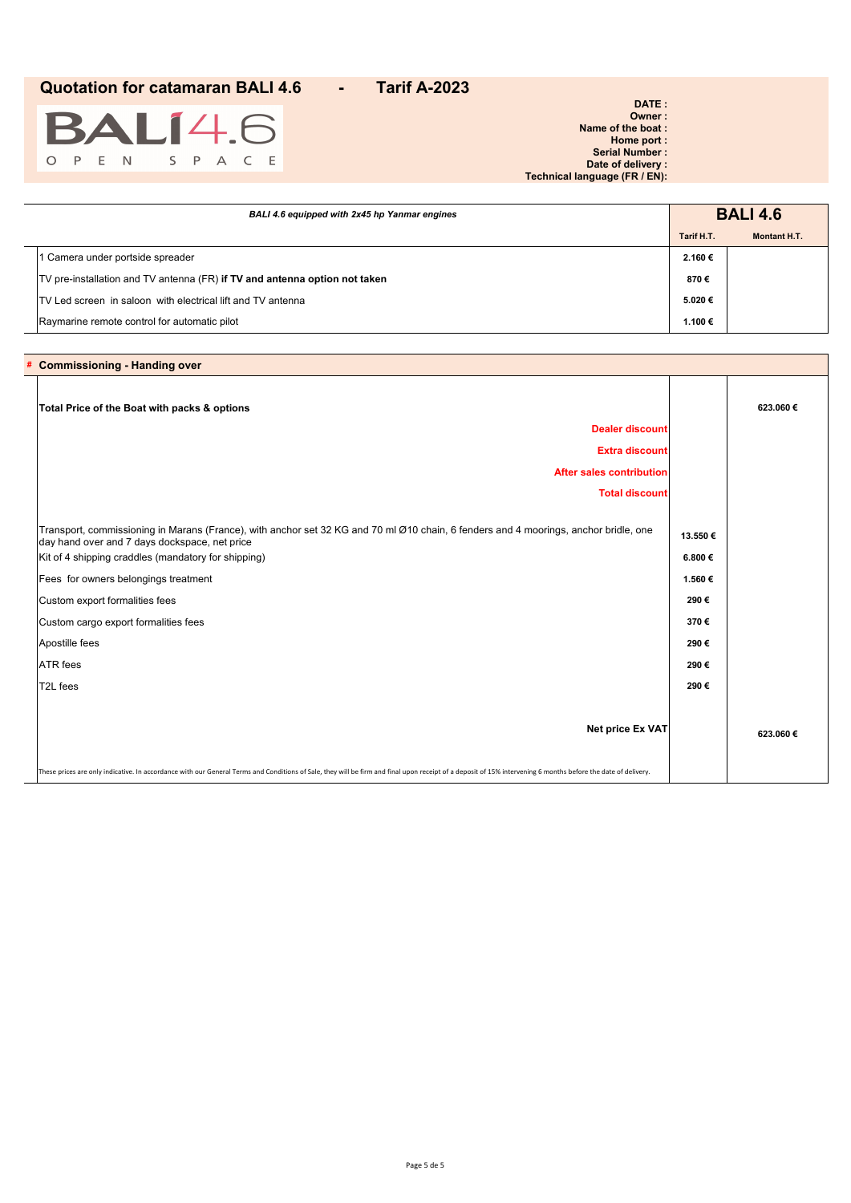# Quotation for catamaran BALI 4.6 - Tarif A-2023

BALI4.6 OPEN SPACE

**DATE :**
**Owner :**
**Name of the boat :**
**Home port :**
**Serial Number :**
**Date of delivery :**
**Technical language (FR / EN):**

| *BALI 4.6 equipped with 2x45 hp Yanmar engines* | **BALI 4.6** | |
|---|---|---|
| | **Tarif H.T.** | **Montant H.T.** |
| 1 Camera under portside spreader | 2.160 € | |
| TV pre-installation and TV antenna (FR) **if TV and antenna option not taken** | 870 € | |
| TV Led screen in saloon with electrical lift and TV antenna | 5.020 € | |
| Raymarine remote control for automatic pilot | 1.100 € | |

| # **Commissioning - Handing over** | | |
|---|---|---|
| **Total Price of the Boat with packs & options** | | 623.060 € |
| **Dealer discount** | | |
| **Extra discount** | | |
| **After sales contribution** | | |
| **Total discount** | | |
| Transport, commissioning in Marans (France), with anchor set 32 KG and 70 ml Ø10 chain, 6 fenders and 4 moorings, anchor bridle, one day hand over and 7 days dockspace, net price | 13.550 € | |
| Kit of 4 shipping craddles (mandatory for shipping) | 6.800 € | |
| Fees for owners belongings treatment | 1.560 € | |
| Custom export formalities fees | 290 € | |
| Custom cargo export formalities fees | 370 € | |
| Apostille fees | 290 € | |
| ATR fees | 290 € | |
| T2L fees | 290 € | |
| **Net price Ex VAT** | | 623.060 € |
| These prices are only indicative. In accordance with our General Terms and Conditions of Sale, they will be firm and final upon receipt of a deposit of 15% intervening 6 months before the date of delivery. | | |